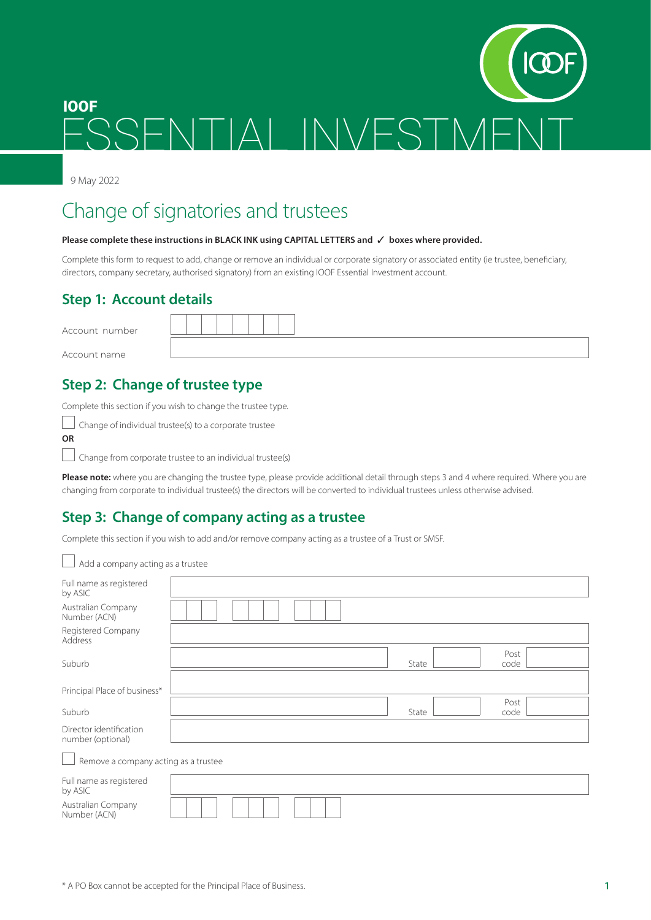# IOOF ESSENTIAL INVESTMENT

9 May 2022

## Change of signatories and trustees

**Please complete these instructions in BLACK INK using CAPITAL LETTERS and ✓ boxes where provided.**

Complete this form to request to add, change or remove an individual or corporate signatory or associated entity (ie trustee, beneficiary, directors, company secretary, authorised signatory) from an existing IOOF Essential Investment account.

### Step 1: Account details

Account number

Account name

### Step 2: Change of trustee type

Complete this section if you wish to change the trustee type.

☐ Change of individual trustee(s) to a corporate trustee

**OR**

☐ Change from corporate trustee to an individual trustee(s)

**Please note:** where you are changing the trustee type, please provide additional detail through steps 3 and 4 where required. Where you are changing from corporate to individual trustee(s) the directors will be converted to individual trustees unless otherwise advised.

### Step 3: Change of company acting as a trustee

Complete this section if you wish to add and/or remove company acting as a trustee of a Trust or SMSF.

☐ Add a company acting as a trustee

Full name as registered by ASIC

Australian Company Number (ACN)

Registered Company Address

Suburb | State | Post code

Principal Place of business*

Suburb | State | Post code

Director identification number (optional)

☐ Remove a company acting as a trustee

Full name as registered by ASIC

Australian Company Number (ACN)

\* A PO Box cannot be accepted for the Principal Place of Business.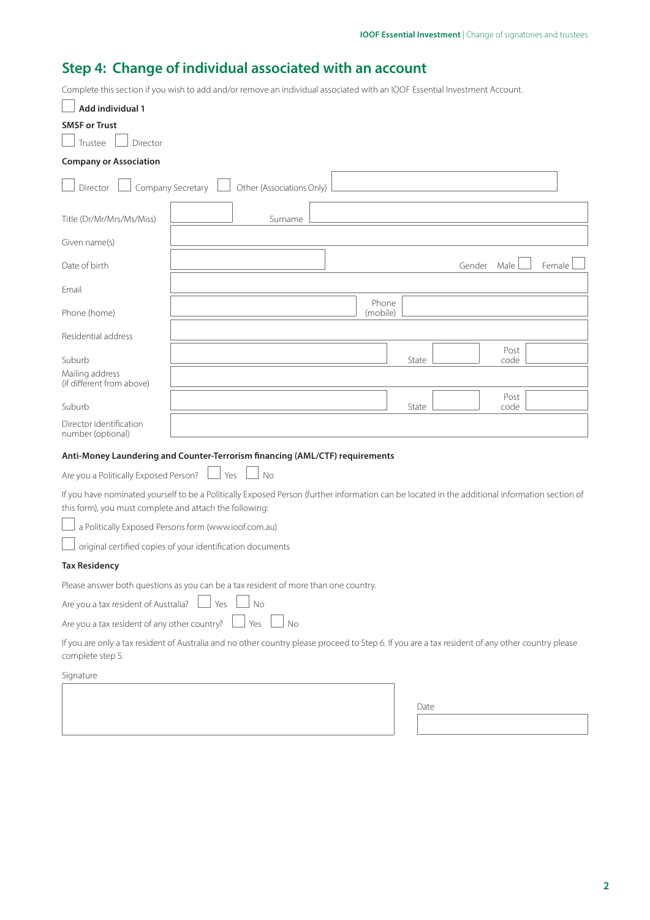## Step 4: Change of individual associated with an account

Complete this section if you wish to add and/or remove an individual associated with an IOOF Essential Investment Account.

☐ **Add individual 1**

**SMSF or Trust**

☐ Trustee ☐ Director

**Company or Association**

☐ Director ☐ Company Secretary ☐ Other (Associations Only) ____________

| | | | |
|---|---|---|---|
| Title (Dr/Mr/Mrs/Ms/Miss) | | Surname | |
| Given name(s) | | | |
| Date of birth | | Gender | Male ☐ Female ☐ |
| Email | | | |
| Phone (home) | | Phone (mobile) | |
| Residential address | | | |
| Suburb | | State | Post code |
| Mailing address (if different from above) | | | |
| Suburb | | State | Post code |
| Director identification number (optional) | | | |

**Anti-Money Laundering and Counter-Terrorism financing (AML/CTF) requirements**

Are you a Politically Exposed Person? ☐ Yes ☐ No

If you have nominated yourself to be a Politically Exposed Person (further information can be located in the additional information section of this form), you must complete and attach the following:

☐ a Politically Exposed Persons form (www.ioof.com.au)

☐ original certified copies of your identification documents

**Tax Residency**

Please answer both questions as you can be a tax resident of more than one country.

Are you a tax resident of Australia? ☐ Yes ☐ No

Are you a tax resident of any other country? ☐ Yes ☐ No

If you are only a tax resident of Australia and no other country please proceed to Step 6. If you are a tax resident of any other country please complete step 5.

Signature ____________

Date ____________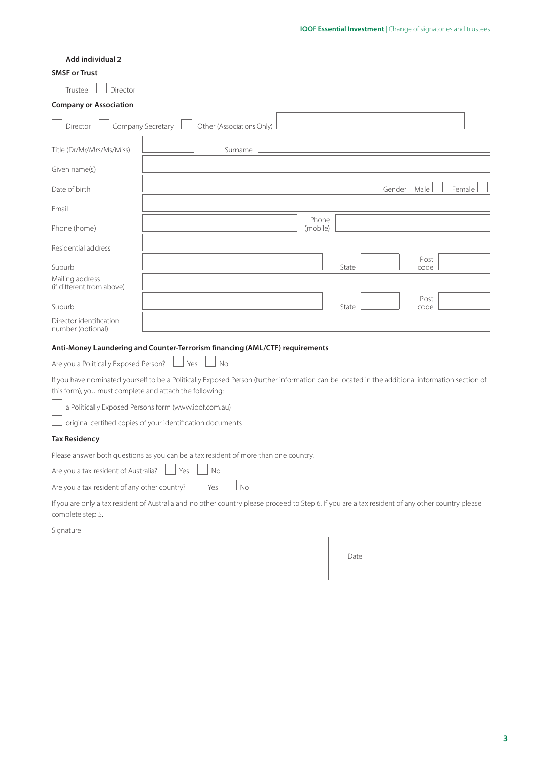☐ **Add individual 2**

**SMSF or Trust**

☐ Trustee ☐ Director

**Company or Association**

☐ Director ☐ Company Secretary ☐ Other (Associations Only) \_\_\_\_\_\_\_\_\_\_\_\_\_\_\_\_\_\_\_\_

| | |
|---|---|
| Title (Dr/Mr/Mrs/Ms/Miss) | Surname |
| Given name(s) | |
| Date of birth | Gender Male ☐ Female ☐ |
| Email | |
| Phone (home) | Phone (mobile) |
| Residential address | |
| Suburb | State / Post code |
| Mailing address (if different from above) | |
| Suburb | State / Post code |
| Director identification number (optional) | |

**Anti-Money Laundering and Counter-Terrorism financing (AML/CTF) requirements**

Are you a Politically Exposed Person? ☐ Yes ☐ No

If you have nominated yourself to be a Politically Exposed Person (further information can be located in the additional information section of this form), you must complete and attach the following:

☐ a Politically Exposed Persons form (www.ioof.com.au)

☐ original certified copies of your identification documents

**Tax Residency**

Please answer both questions as you can be a tax resident of more than one country.

Are you a tax resident of Australia? ☐ Yes ☐ No

Are you a tax resident of any other country? ☐ Yes ☐ No

If you are only a tax resident of Australia and no other country please proceed to Step 6. If you are a tax resident of any other country please complete step 5.

Signature

Date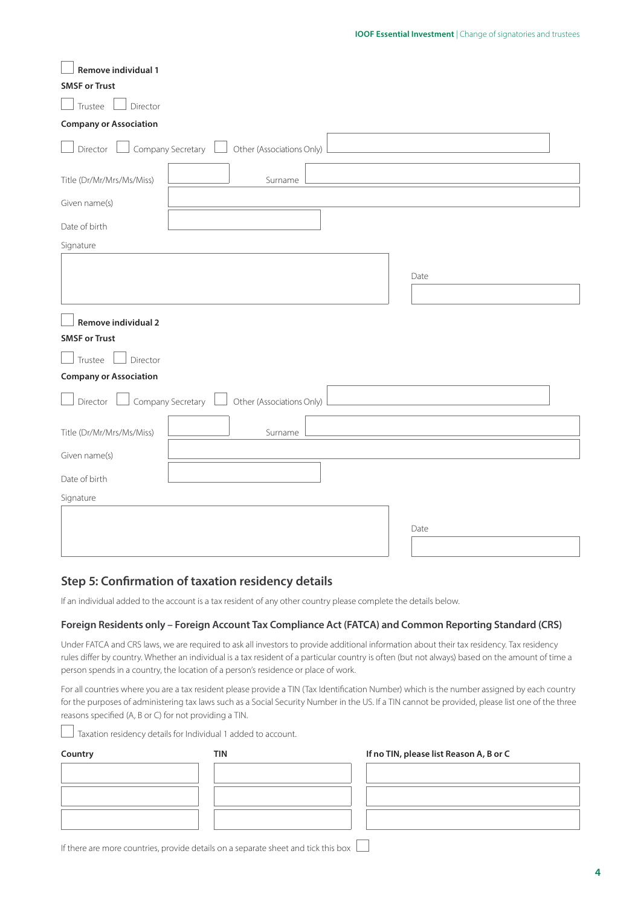☐ **Remove individual 1**

**SMSF or Trust**

☐ Trustee ☐ Director

**Company or Association**

☐ Director ☐ Company Secretary ☐ Other (Associations Only) ____________

Title (Dr/Mr/Mrs/Ms/Miss) ____________ Surname ____________

Given name(s) ____________

Date of birth ____________

Signature ____________

Date ____________

☐ **Remove individual 2**

**SMSF or Trust**

☐ Trustee ☐ Director

**Company or Association**

☐ Director ☐ Company Secretary ☐ Other (Associations Only) ____________

Title (Dr/Mr/Mrs/Ms/Miss) ____________ Surname ____________

Given name(s) ____________

Date of birth ____________

Signature ____________

Date ____________

## Step 5: Confirmation of taxation residency details

If an individual added to the account is a tax resident of any other country please complete the details below.

### Foreign Residents only – Foreign Account Tax Compliance Act (FATCA) and Common Reporting Standard (CRS)

Under FATCA and CRS laws, we are required to ask all investors to provide additional information about their tax residency. Tax residency rules differ by country. Whether an individual is a tax resident of a particular country is often (but not always) based on the amount of time a person spends in a country, the location of a person's residence or place of work.

For all countries where you are a tax resident please provide a TIN (Tax Identification Number) which is the number assigned by each country for the purposes of administering tax laws such as a Social Security Number in the US. If a TIN cannot be provided, please list one of the three reasons specified (A, B or C) for not providing a TIN.

☐ Taxation residency details for Individual 1 added to account.

| Country | TIN | If no TIN, please list Reason A, B or C |
|---|---|---|
| | | |
| | | |
| | | |

If there are more countries, provide details on a separate sheet and tick this box ☐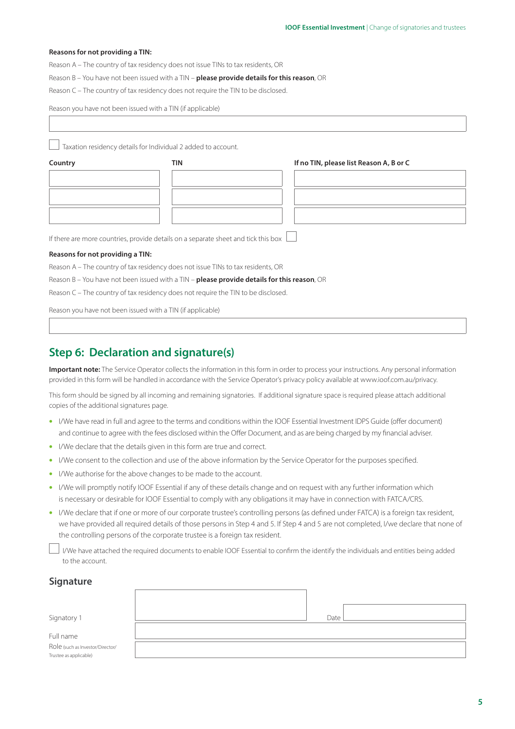**Reasons for not providing a TIN:**

Reason A – The country of tax residency does not issue TINs to tax residents, OR

Reason B – You have not been issued with a TIN – **please provide details for this reason**, OR

Reason C – The country of tax residency does not require the TIN to be disclosed.

Reason you have not been issued with a TIN (if applicable)

| |
|---|
| |

☐ Taxation residency details for Individual 2 added to account.

| Country | TIN | If no TIN, please list Reason A, B or C |
|---|---|---|
| | | |
| | | |
| | | |

If there are more countries, provide details on a separate sheet and tick this box ☐

**Reasons for not providing a TIN:**

Reason A – The country of tax residency does not issue TINs to tax residents, OR

Reason B – You have not been issued with a TIN – **please provide details for this reason**, OR

Reason C – The country of tax residency does not require the TIN to be disclosed.

Reason you have not been issued with a TIN (if applicable)

| |
|---|
| |

## Step 6: Declaration and signature(s)

**Important note:** The Service Operator collects the information in this form in order to process your instructions. Any personal information provided in this form will be handled in accordance with the Service Operator's privacy policy available at www.ioof.com.au/privacy.

This form should be signed by all incoming and remaining signatories. If additional signature space is required please attach additional copies of the additional signatures page.

- I/We have read in full and agree to the terms and conditions within the IOOF Essential Investment IDPS Guide (offer document) and continue to agree with the fees disclosed within the Offer Document, and as are being charged by my financial adviser.
- I/We declare that the details given in this form are true and correct.
- I/We consent to the collection and use of the above information by the Service Operator for the purposes specified.
- I/We authorise for the above changes to be made to the account.
- I/We will promptly notify IOOF Essential if any of these details change and on request with any further information which is necessary or desirable for IOOF Essential to comply with any obligations it may have in connection with FATCA/CRS.
- I/We declare that if one or more of our corporate trustee's controlling persons (as defined under FATCA) is a foreign tax resident, we have provided all required details of those persons in Step 4 and 5. If Step 4 and 5 are not completed, I/we declare that none of the controlling persons of the corporate trustee is a foreign tax resident.

☐ I/We have attached the required documents to enable IOOF Essential to confirm the identify the individuals and entities being added to the account.

### Signature

| | | | |
|---|---|---|---|
| Signatory 1 | | Date | |
| Full name | | | |
| Role (such as Investor/Director/Trustee as applicable) | | | |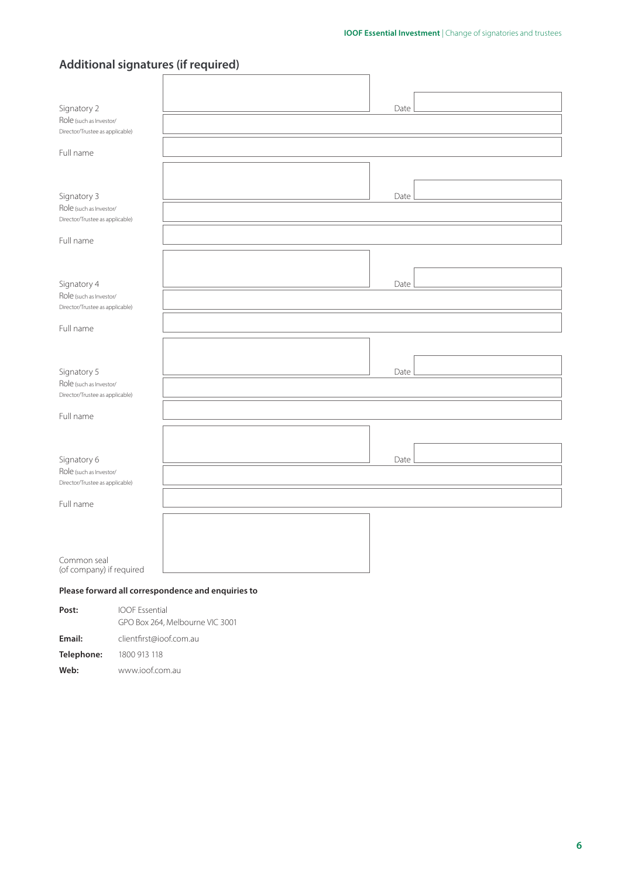## Additional signatures (if required)

Signatory 2 | Date

Role (such as Investor/Director/Trustee as applicable)

Full name

Signatory 3 | Date

Role (such as Investor/Director/Trustee as applicable)

Full name

Signatory 4 | Date

Role (such as Investor/Director/Trustee as applicable)

Full name

Signatory 5 | Date

Role (such as Investor/Director/Trustee as applicable)

Full name

Signatory 6 | Date

Role (such as Investor/Director/Trustee as applicable)

Full name

Common seal (of company) if required

**Please forward all correspondence and enquiries to**

| | |
|---|---|
| **Post:** | IOOF Essential<br>GPO Box 264, Melbourne VIC 3001 |
| **Email:** | clientfirst@ioof.com.au |
| **Telephone:** | 1800 913 118 |
| **Web:** | www.ioof.com.au |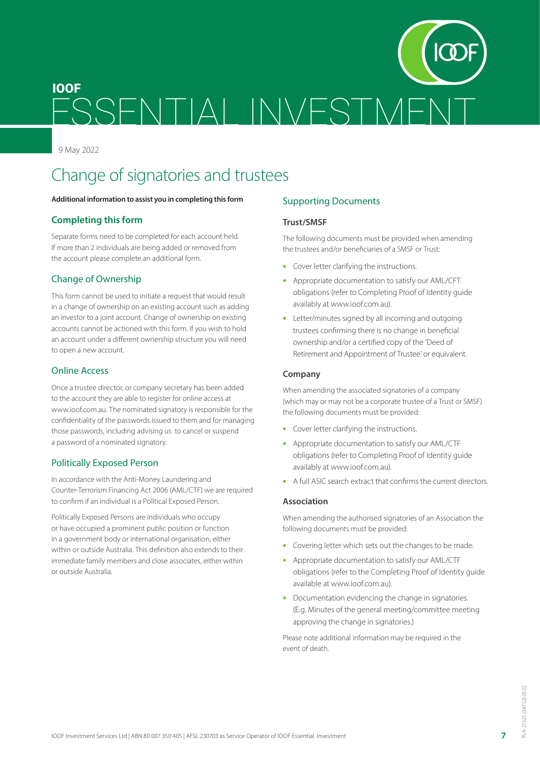# IOOF ESSENTIAL INVESTMENT

9 May 2022

# Change of signatories and trustees

**Additional information to assist you in completing this form**

## Completing this form

Separate forms need to be completed for each account held. If more than 2 individuals are being added or removed from the account please complete an additional form.

### Change of Ownership

This form cannot be used to initiate a request that would result in a change of ownership on an existing account such as adding an investor to a joint account. Change of ownership on existing accounts cannot be actioned with this form. If you wish to hold an account under a different ownership structure you will need to open a new account.

### Online Access

Once a trustee director, or company secretary has been added to the account they are able to register for online access at www.ioof.com.au. The nominated signatory is responsible for the confidentiality of the passwords issued to them and for managing those passwords, including advising us to cancel or suspend a password of a nominated signatory.

### Politically Exposed Person

In accordance with the Anti-Money Laundering and Counter-Terrorism Financing Act 2006 (AML/CTF) we are required to confirm if an individual is a Political Exposed Person.

Politically Exposed Persons are individuals who occupy or have occupied a prominent public position or function in a government body or international organisation, either within or outside Australia. This definition also extends to their immediate family members and close associates, either within or outside Australia.

## Supporting Documents

**Trust/SMSF**

The following documents must be provided when amending the trustees and/or beneficiaries of a SMSF or Trust:

- Cover letter clarifying the instructions.
- Appropriate documentation to satisfy our AML/CFT obligations (refer to Completing Proof of Identity guide availably at www.ioof.com.au).
- Letter/minutes signed by all incoming and outgoing trustees confirming there is no change in beneficial ownership and/or a certified copy of the 'Deed of Retirement and Appointment of Trustee' or equivalent.

**Company**

When amending the associated signatories of a company (which may or may not be a corporate trustee of a Trust or SMSF) the following documents must be provided:

- Cover letter clarifying the instructions.
- Appropriate documentation to satisfy our AML/CTF obligations (refer to Completing Proof of Identity guide availably at www.ioof.com.au).
- A full ASIC search extract that confirms the current directors.

**Association**

When amending the authorised signatories of an Association the following documents must be provided:

- Covering letter which sets out the changes to be made.
- Appropriate documentation to satisfy our AML/CTF obligations (refer to the Completing Proof of Identity guide available at www.ioof.com.au).
- Documentation evidencing the change in signatories. (E.g. Minutes of the general meeting/committee meeting approving the change in signatories.)

Please note additional information may be required in the event of death.

IOOF Investment Services Ltd | ABN 80 007 350 405 | AFSL 230703 as Service Operator of IOOF Essential Investment

PLA-21525 (54752) 0522